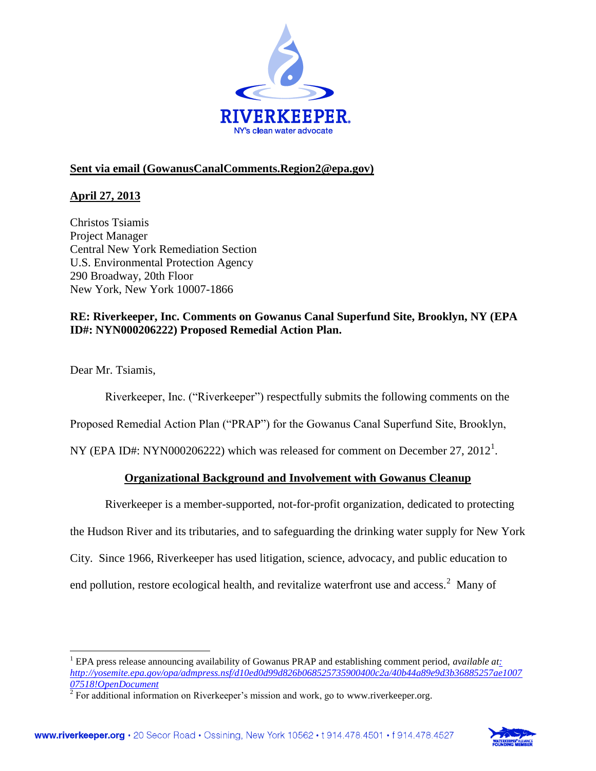RIVERKEEPER

NY's clean water advocate

**Sent via email (GowanusCanalComments.Region2@epa.gov)**

**April 27, 2013**

Christos Tsiamis
Project Manager
Central New York Remediation Section
U.S. Environmental Protection Agency
290 Broadway, 20th Floor
New York, New York 10007-1866

**RE: Riverkeeper, Inc. Comments on Gowanus Canal Superfund Site, Brooklyn, NY (EPA ID#: NYN000206222) Proposed Remedial Action Plan.**

Dear Mr. Tsiamis,

Riverkeeper, Inc. ("Riverkeeper") respectfully submits the following comments on the Proposed Remedial Action Plan ("PRAP") for the Gowanus Canal Superfund Site, Brooklyn, NY (EPA ID#: NYN000206222) which was released for comment on December 27, 2012[1].

## Organizational Background and Involvement with Gowanus Cleanup

Riverkeeper is a member-supported, not-for-profit organization, dedicated to protecting the Hudson River and its tributaries, and to safeguarding the drinking water supply for New York City. Since 1966, Riverkeeper has used litigation, science, advocacy, and public education to end pollution, restore ecological health, and revitalize waterfront use and access.[2] Many of

---

[1] EPA press release announcing availability of Gowanus PRAP and establishing comment period, *available at: http://yosemite.epa.gov/opa/admpress.nsf/d10ed0d99d826b068525735900400c2a/40b44a89e9d3b36885257ae100707518!OpenDocument*

[2] For additional information on Riverkeeper's mission and work, go to www.riverkeeper.org.

www.riverkeeper.org • 20 Secor Road • Ossining, New York 10562 • t 914.478.4501 • f 914.478.4527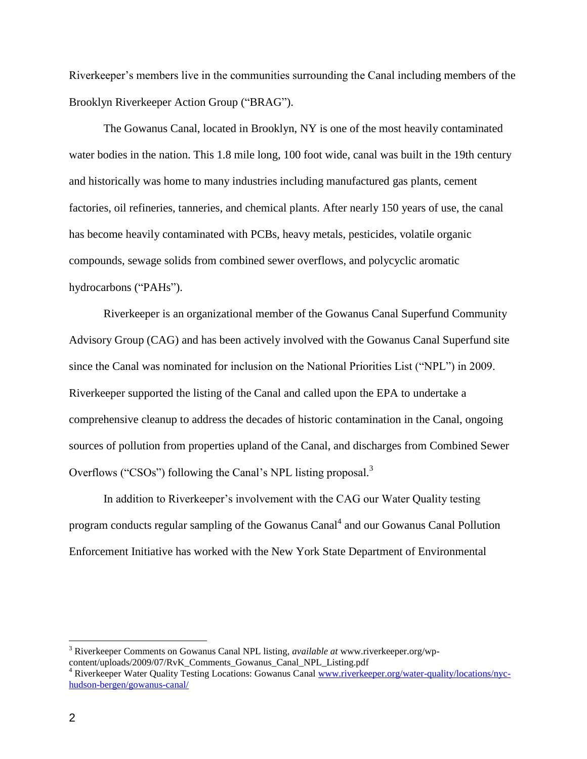Riverkeeper's members live in the communities surrounding the Canal including members of the Brooklyn Riverkeeper Action Group ("BRAG").

The Gowanus Canal, located in Brooklyn, NY is one of the most heavily contaminated water bodies in the nation. This 1.8 mile long, 100 foot wide, canal was built in the 19th century and historically was home to many industries including manufactured gas plants, cement factories, oil refineries, tanneries, and chemical plants. After nearly 150 years of use, the canal has become heavily contaminated with PCBs, heavy metals, pesticides, volatile organic compounds, sewage solids from combined sewer overflows, and polycyclic aromatic hydrocarbons ("PAHs").

Riverkeeper is an organizational member of the Gowanus Canal Superfund Community Advisory Group (CAG) and has been actively involved with the Gowanus Canal Superfund site since the Canal was nominated for inclusion on the National Priorities List ("NPL") in 2009. Riverkeeper supported the listing of the Canal and called upon the EPA to undertake a comprehensive cleanup to address the decades of historic contamination in the Canal, ongoing sources of pollution from properties upland of the Canal, and discharges from Combined Sewer Overflows ("CSOs") following the Canal's NPL listing proposal.[3]

In addition to Riverkeeper's involvement with the CAG our Water Quality testing program conducts regular sampling of the Gowanus Canal[4] and our Gowanus Canal Pollution Enforcement Initiative has worked with the New York State Department of Environmental

---

[3] Riverkeeper Comments on Gowanus Canal NPL listing, *available at* www.riverkeeper.org/wp-content/uploads/2009/07/RvK_Comments_Gowanus_Canal_NPL_Listing.pdf

[4] Riverkeeper Water Quality Testing Locations: Gowanus Canal [www.riverkeeper.org/water-quality/locations/nyc-hudson-bergen/gowanus-canal/](www.riverkeeper.org/water-quality/locations/nyc-hudson-bergen/gowanus-canal/)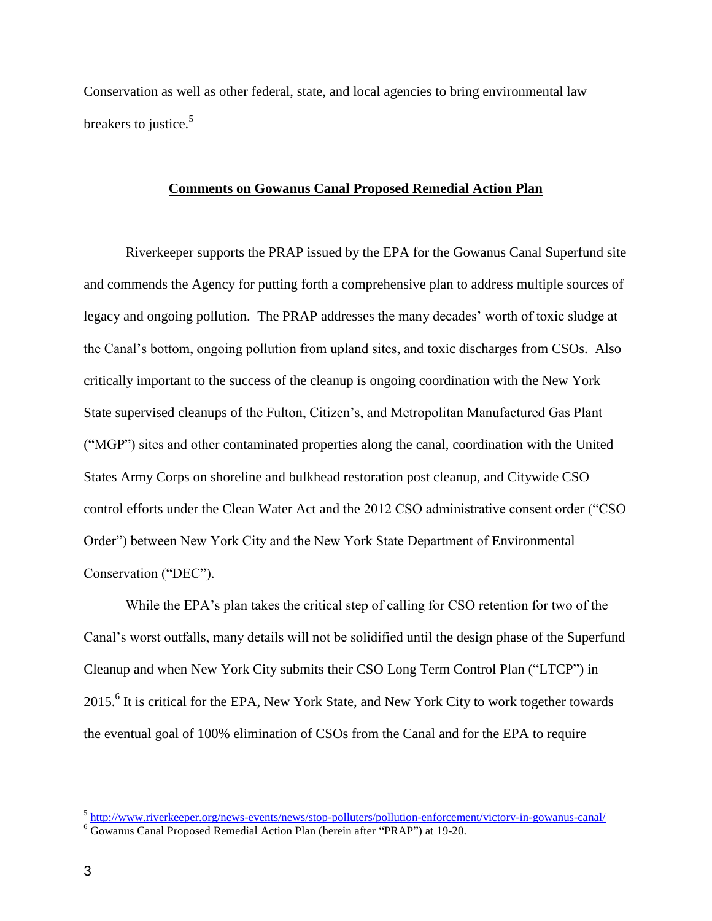Conservation as well as other federal, state, and local agencies to bring environmental law breakers to justice.[5]

**Comments on Gowanus Canal Proposed Remedial Action Plan**

Riverkeeper supports the PRAP issued by the EPA for the Gowanus Canal Superfund site and commends the Agency for putting forth a comprehensive plan to address multiple sources of legacy and ongoing pollution. The PRAP addresses the many decades' worth of toxic sludge at the Canal's bottom, ongoing pollution from upland sites, and toxic discharges from CSOs. Also critically important to the success of the cleanup is ongoing coordination with the New York State supervised cleanups of the Fulton, Citizen's, and Metropolitan Manufactured Gas Plant ("MGP") sites and other contaminated properties along the canal, coordination with the United States Army Corps on shoreline and bulkhead restoration post cleanup, and Citywide CSO control efforts under the Clean Water Act and the 2012 CSO administrative consent order ("CSO Order") between New York City and the New York State Department of Environmental Conservation ("DEC").

While the EPA's plan takes the critical step of calling for CSO retention for two of the Canal's worst outfalls, many details will not be solidified until the design phase of the Superfund Cleanup and when New York City submits their CSO Long Term Control Plan ("LTCP") in 2015.[6] It is critical for the EPA, New York State, and New York City to work together towards the eventual goal of 100% elimination of CSOs from the Canal and for the EPA to require

---

[5] http://www.riverkeeper.org/news-events/news/stop-polluters/pollution-enforcement/victory-in-gowanus-canal/

[6] Gowanus Canal Proposed Remedial Action Plan (herein after "PRAP") at 19-20.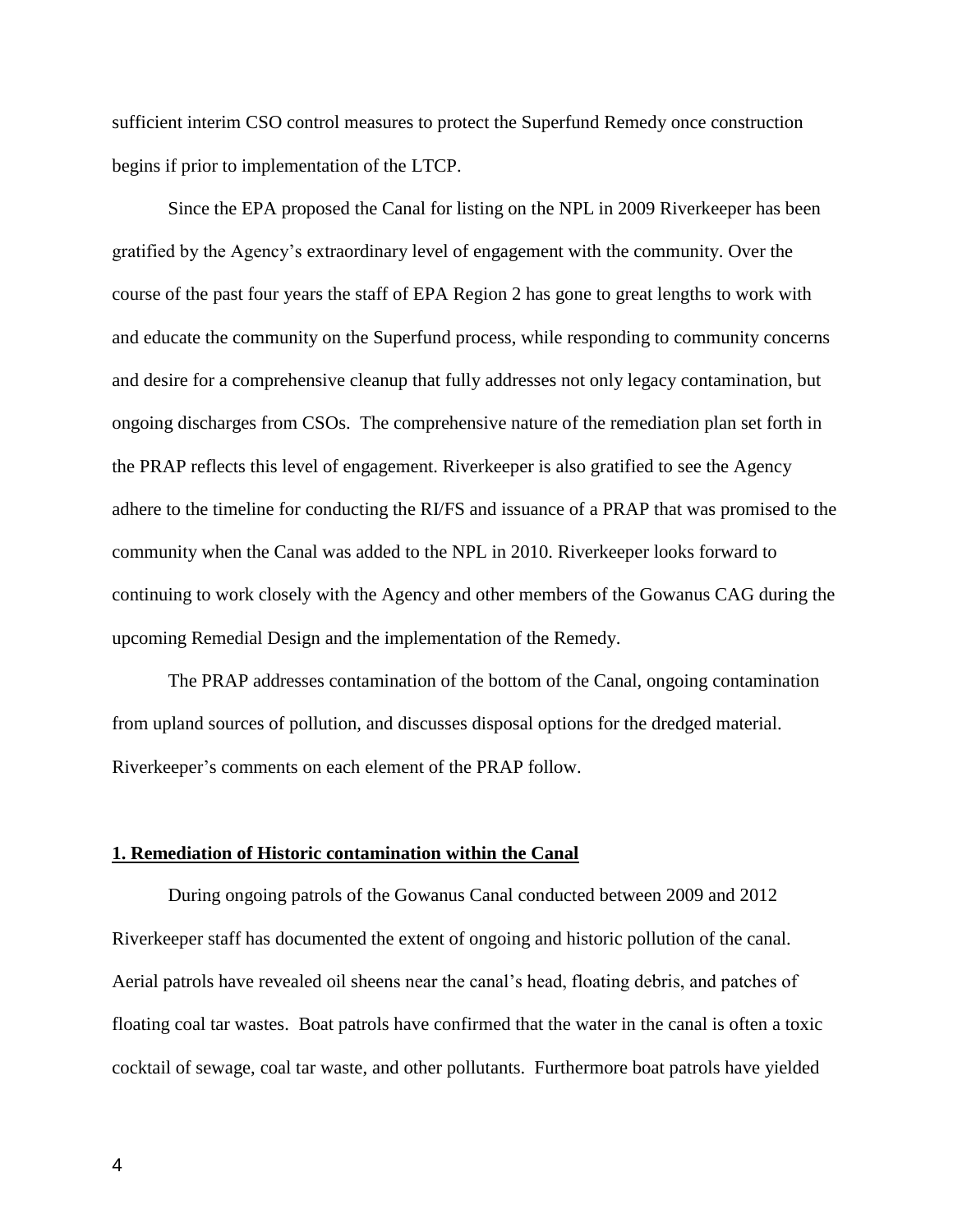sufficient interim CSO control measures to protect the Superfund Remedy once construction begins if prior to implementation of the LTCP.

Since the EPA proposed the Canal for listing on the NPL in 2009 Riverkeeper has been gratified by the Agency's extraordinary level of engagement with the community. Over the course of the past four years the staff of EPA Region 2 has gone to great lengths to work with and educate the community on the Superfund process, while responding to community concerns and desire for a comprehensive cleanup that fully addresses not only legacy contamination, but ongoing discharges from CSOs. The comprehensive nature of the remediation plan set forth in the PRAP reflects this level of engagement. Riverkeeper is also gratified to see the Agency adhere to the timeline for conducting the RI/FS and issuance of a PRAP that was promised to the community when the Canal was added to the NPL in 2010. Riverkeeper looks forward to continuing to work closely with the Agency and other members of the Gowanus CAG during the upcoming Remedial Design and the implementation of the Remedy.

The PRAP addresses contamination of the bottom of the Canal, ongoing contamination from upland sources of pollution, and discusses disposal options for the dredged material. Riverkeeper's comments on each element of the PRAP follow.

## 1. Remediation of Historic contamination within the Canal

During ongoing patrols of the Gowanus Canal conducted between 2009 and 2012 Riverkeeper staff has documented the extent of ongoing and historic pollution of the canal. Aerial patrols have revealed oil sheens near the canal's head, floating debris, and patches of floating coal tar wastes. Boat patrols have confirmed that the water in the canal is often a toxic cocktail of sewage, coal tar waste, and other pollutants. Furthermore boat patrols have yielded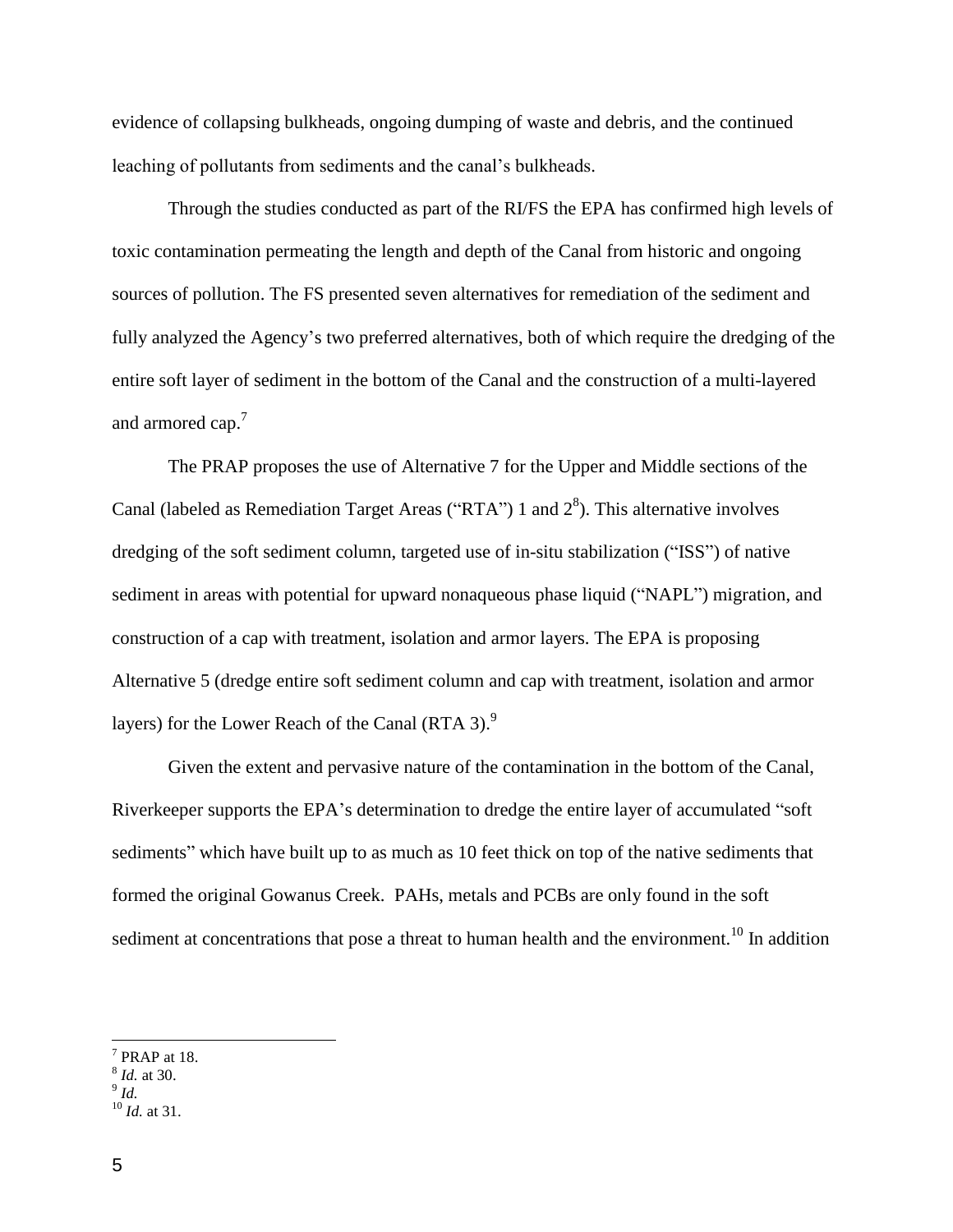evidence of collapsing bulkheads, ongoing dumping of waste and debris, and the continued leaching of pollutants from sediments and the canal's bulkheads.

Through the studies conducted as part of the RI/FS the EPA has confirmed high levels of toxic contamination permeating the length and depth of the Canal from historic and ongoing sources of pollution. The FS presented seven alternatives for remediation of the sediment and fully analyzed the Agency's two preferred alternatives, both of which require the dredging of the entire soft layer of sediment in the bottom of the Canal and the construction of a multi-layered and armored cap.[7]

The PRAP proposes the use of Alternative 7 for the Upper and Middle sections of the Canal (labeled as Remediation Target Areas ("RTA") 1 and 2[8]). This alternative involves dredging of the soft sediment column, targeted use of in-situ stabilization ("ISS") of native sediment in areas with potential for upward nonaqueous phase liquid ("NAPL") migration, and construction of a cap with treatment, isolation and armor layers. The EPA is proposing Alternative 5 (dredge entire soft sediment column and cap with treatment, isolation and armor layers) for the Lower Reach of the Canal (RTA 3).[9]

Given the extent and pervasive nature of the contamination in the bottom of the Canal, Riverkeeper supports the EPA's determination to dredge the entire layer of accumulated "soft sediments" which have built up to as much as 10 feet thick on top of the native sediments that formed the original Gowanus Creek. PAHs, metals and PCBs are only found in the soft sediment at concentrations that pose a threat to human health and the environment.[10] In addition

---

[7] PRAP at 18.

[8] *Id.* at 30.

[9] *Id.*

[10] *Id.* at 31.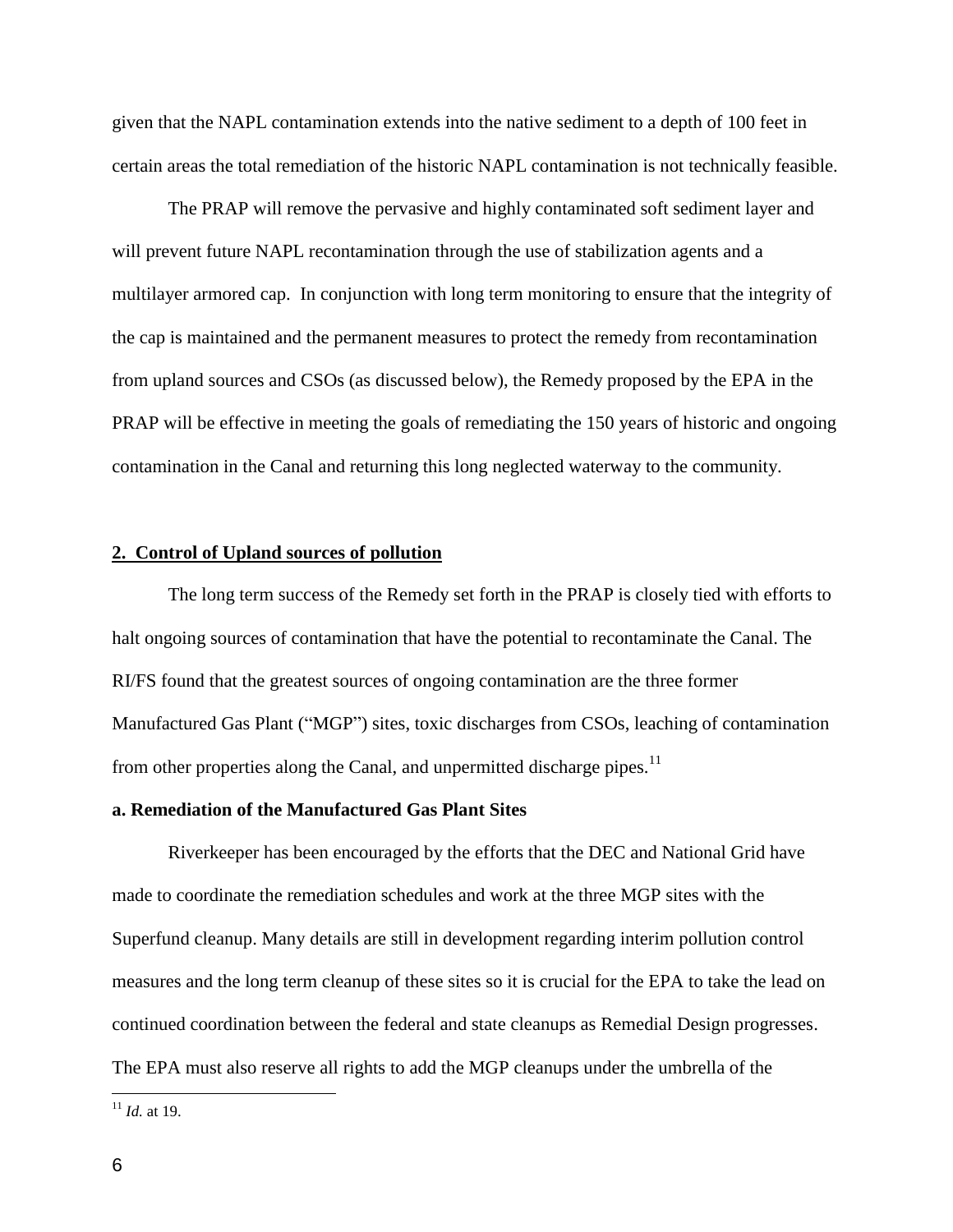given that the NAPL contamination extends into the native sediment to a depth of 100 feet in certain areas the total remediation of the historic NAPL contamination is not technically feasible.

The PRAP will remove the pervasive and highly contaminated soft sediment layer and will prevent future NAPL recontamination through the use of stabilization agents and a multilayer armored cap. In conjunction with long term monitoring to ensure that the integrity of the cap is maintained and the permanent measures to protect the remedy from recontamination from upland sources and CSOs (as discussed below), the Remedy proposed by the EPA in the PRAP will be effective in meeting the goals of remediating the 150 years of historic and ongoing contamination in the Canal and returning this long neglected waterway to the community.

## 2. Control of Upland sources of pollution

The long term success of the Remedy set forth in the PRAP is closely tied with efforts to halt ongoing sources of contamination that have the potential to recontaminate the Canal. The RI/FS found that the greatest sources of ongoing contamination are the three former Manufactured Gas Plant ("MGP") sites, toxic discharges from CSOs, leaching of contamination from other properties along the Canal, and unpermitted discharge pipes.[11]

### a. Remediation of the Manufactured Gas Plant Sites

Riverkeeper has been encouraged by the efforts that the DEC and National Grid have made to coordinate the remediation schedules and work at the three MGP sites with the Superfund cleanup. Many details are still in development regarding interim pollution control measures and the long term cleanup of these sites so it is crucial for the EPA to take the lead on continued coordination between the federal and state cleanups as Remedial Design progresses. The EPA must also reserve all rights to add the MGP cleanups under the umbrella of the

---

[11] *Id.* at 19.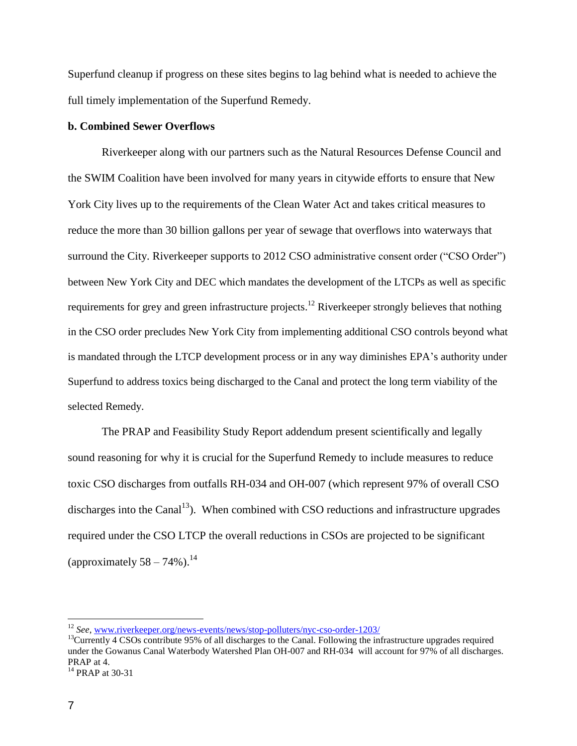Superfund cleanup if progress on these sites begins to lag behind what is needed to achieve the full timely implementation of the Superfund Remedy.

**b. Combined Sewer Overflows**

Riverkeeper along with our partners such as the Natural Resources Defense Council and the SWIM Coalition have been involved for many years in citywide efforts to ensure that New York City lives up to the requirements of the Clean Water Act and takes critical measures to reduce the more than 30 billion gallons per year of sewage that overflows into waterways that surround the City. Riverkeeper supports to 2012 CSO administrative consent order ("CSO Order") between New York City and DEC which mandates the development of the LTCPs as well as specific requirements for grey and green infrastructure projects.[12] Riverkeeper strongly believes that nothing in the CSO order precludes New York City from implementing additional CSO controls beyond what is mandated through the LTCP development process or in any way diminishes EPA's authority under Superfund to address toxics being discharged to the Canal and protect the long term viability of the selected Remedy.

The PRAP and Feasibility Study Report addendum present scientifically and legally sound reasoning for why it is crucial for the Superfund Remedy to include measures to reduce toxic CSO discharges from outfalls RH-034 and OH-007 (which represent 97% of overall CSO discharges into the Canal[13]). When combined with CSO reductions and infrastructure upgrades required under the CSO LTCP the overall reductions in CSOs are projected to be significant (approximately 58 – 74%).[14]

---

[12] *See*, www.riverkeeper.org/news-events/news/stop-polluters/nyc-cso-order-1203/

[13] Currently 4 CSOs contribute 95% of all discharges to the Canal. Following the infrastructure upgrades required under the Gowanus Canal Waterbody Watershed Plan OH-007 and RH-034 will account for 97% of all discharges. PRAP at 4.

[14] PRAP at 30-31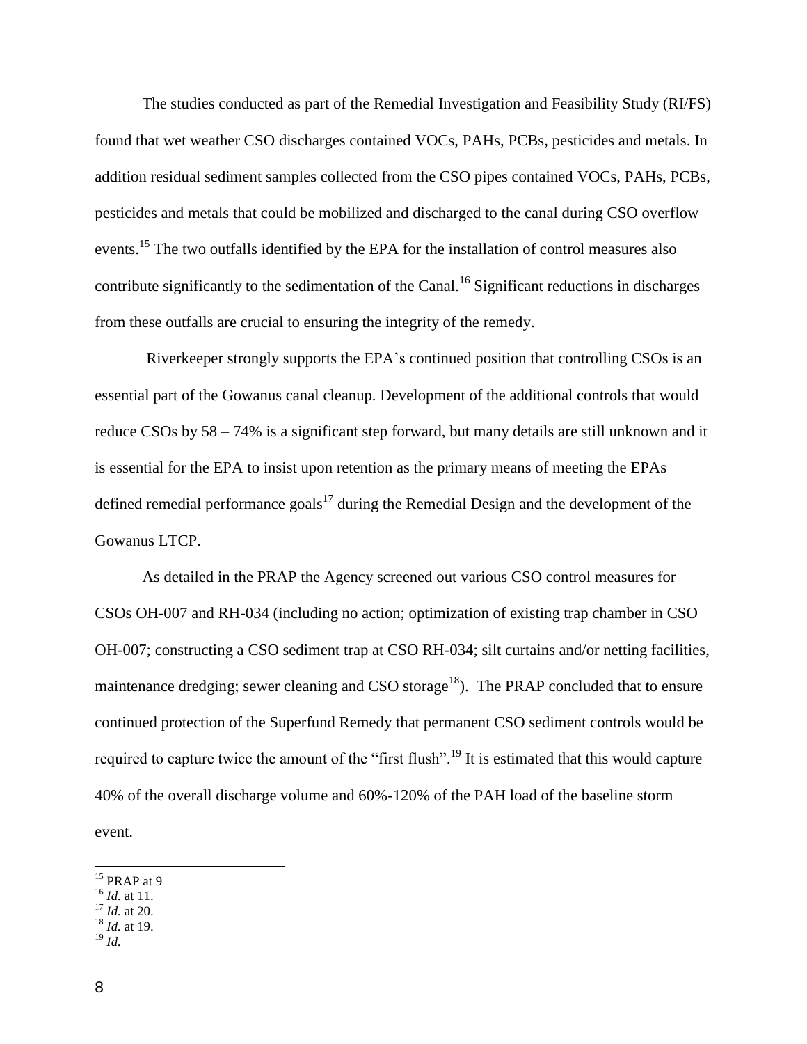The studies conducted as part of the Remedial Investigation and Feasibility Study (RI/FS) found that wet weather CSO discharges contained VOCs, PAHs, PCBs, pesticides and metals. In addition residual sediment samples collected from the CSO pipes contained VOCs, PAHs, PCBs, pesticides and metals that could be mobilized and discharged to the canal during CSO overflow events.[15] The two outfalls identified by the EPA for the installation of control measures also contribute significantly to the sedimentation of the Canal.[16] Significant reductions in discharges from these outfalls are crucial to ensuring the integrity of the remedy.

Riverkeeper strongly supports the EPA's continued position that controlling CSOs is an essential part of the Gowanus canal cleanup. Development of the additional controls that would reduce CSOs by 58 – 74% is a significant step forward, but many details are still unknown and it is essential for the EPA to insist upon retention as the primary means of meeting the EPAs defined remedial performance goals[17] during the Remedial Design and the development of the Gowanus LTCP.

As detailed in the PRAP the Agency screened out various CSO control measures for CSOs OH-007 and RH-034 (including no action; optimization of existing trap chamber in CSO OH-007; constructing a CSO sediment trap at CSO RH-034; silt curtains and/or netting facilities, maintenance dredging; sewer cleaning and CSO storage[18]). The PRAP concluded that to ensure continued protection of the Superfund Remedy that permanent CSO sediment controls would be required to capture twice the amount of the "first flush".[19] It is estimated that this would capture 40% of the overall discharge volume and 60%-120% of the PAH load of the baseline storm event.

---

[15] PRAP at 9
[16] *Id.* at 11.
[17] *Id.* at 20.
[18] *Id.* at 19.
[19] *Id.*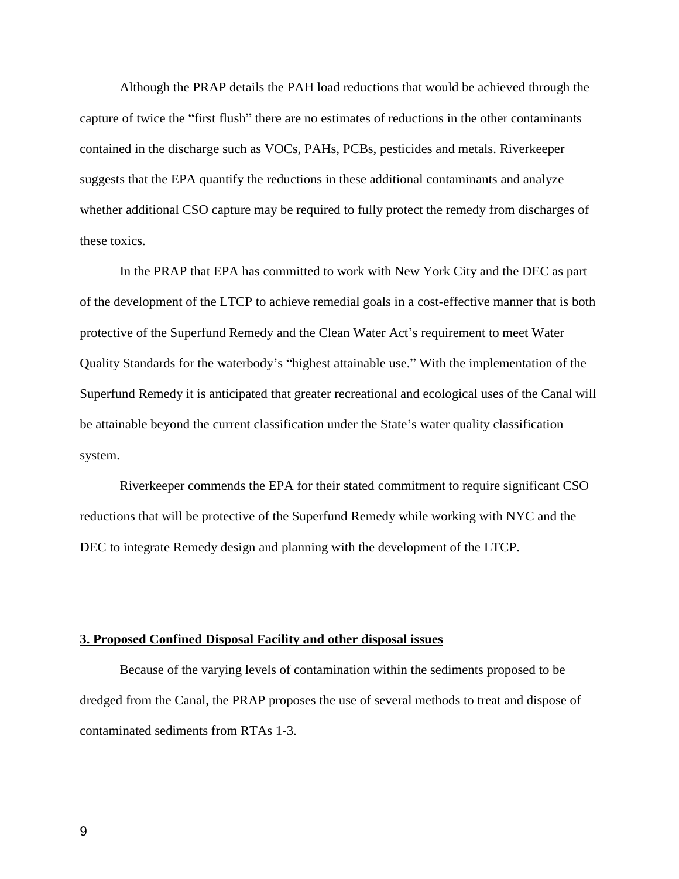Although the PRAP details the PAH load reductions that would be achieved through the capture of twice the "first flush" there are no estimates of reductions in the other contaminants contained in the discharge such as VOCs, PAHs, PCBs, pesticides and metals. Riverkeeper suggests that the EPA quantify the reductions in these additional contaminants and analyze whether additional CSO capture may be required to fully protect the remedy from discharges of these toxics.

In the PRAP that EPA has committed to work with New York City and the DEC as part of the development of the LTCP to achieve remedial goals in a cost-effective manner that is both protective of the Superfund Remedy and the Clean Water Act's requirement to meet Water Quality Standards for the waterbody's "highest attainable use." With the implementation of the Superfund Remedy it is anticipated that greater recreational and ecological uses of the Canal will be attainable beyond the current classification under the State's water quality classification system.

Riverkeeper commends the EPA for their stated commitment to require significant CSO reductions that will be protective of the Superfund Remedy while working with NYC and the DEC to integrate Remedy design and planning with the development of the LTCP.

## **3. Proposed Confined Disposal Facility and other disposal issues**

Because of the varying levels of contamination within the sediments proposed to be dredged from the Canal, the PRAP proposes the use of several methods to treat and dispose of contaminated sediments from RTAs 1-3.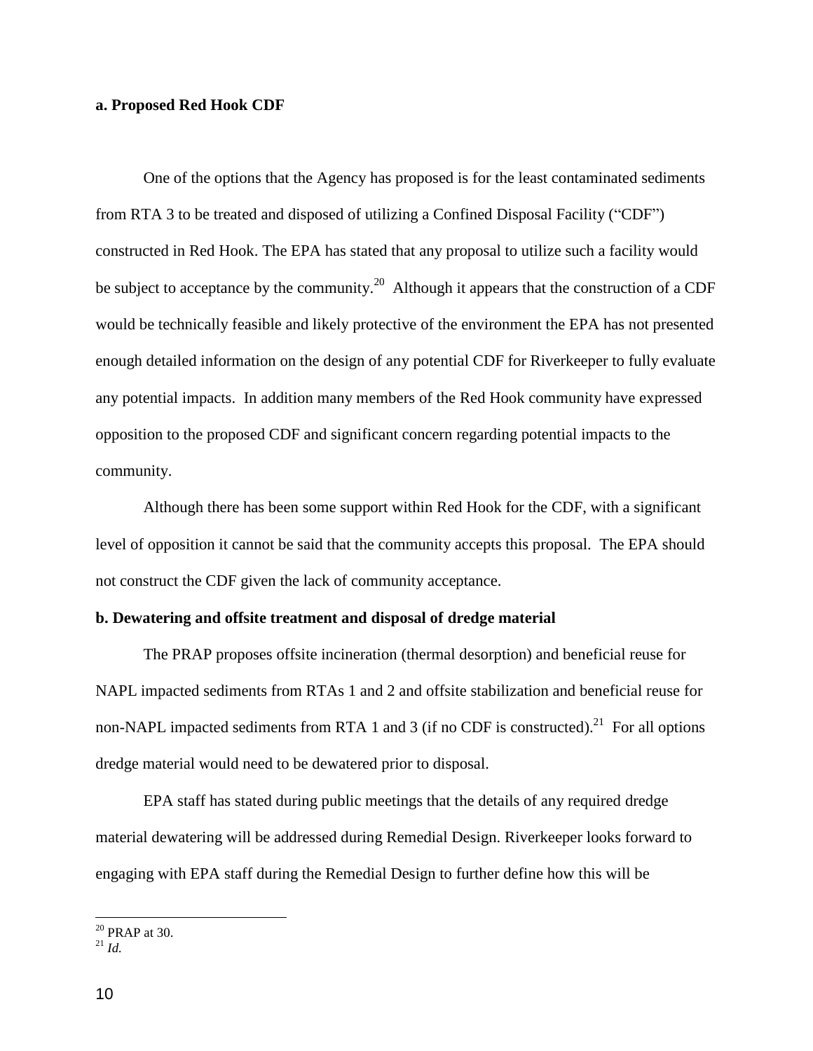**a. Proposed Red Hook CDF**

One of the options that the Agency has proposed is for the least contaminated sediments from RTA 3 to be treated and disposed of utilizing a Confined Disposal Facility ("CDF") constructed in Red Hook. The EPA has stated that any proposal to utilize such a facility would be subject to acceptance by the community.[20] Although it appears that the construction of a CDF would be technically feasible and likely protective of the environment the EPA has not presented enough detailed information on the design of any potential CDF for Riverkeeper to fully evaluate any potential impacts. In addition many members of the Red Hook community have expressed opposition to the proposed CDF and significant concern regarding potential impacts to the community.

Although there has been some support within Red Hook for the CDF, with a significant level of opposition it cannot be said that the community accepts this proposal. The EPA should not construct the CDF given the lack of community acceptance.

**b. Dewatering and offsite treatment and disposal of dredge material**

The PRAP proposes offsite incineration (thermal desorption) and beneficial reuse for NAPL impacted sediments from RTAs 1 and 2 and offsite stabilization and beneficial reuse for non-NAPL impacted sediments from RTA 1 and 3 (if no CDF is constructed).[21] For all options dredge material would need to be dewatered prior to disposal.

EPA staff has stated during public meetings that the details of any required dredge material dewatering will be addressed during Remedial Design. Riverkeeper looks forward to engaging with EPA staff during the Remedial Design to further define how this will be

---

[20] PRAP at 30.

[21] *Id.*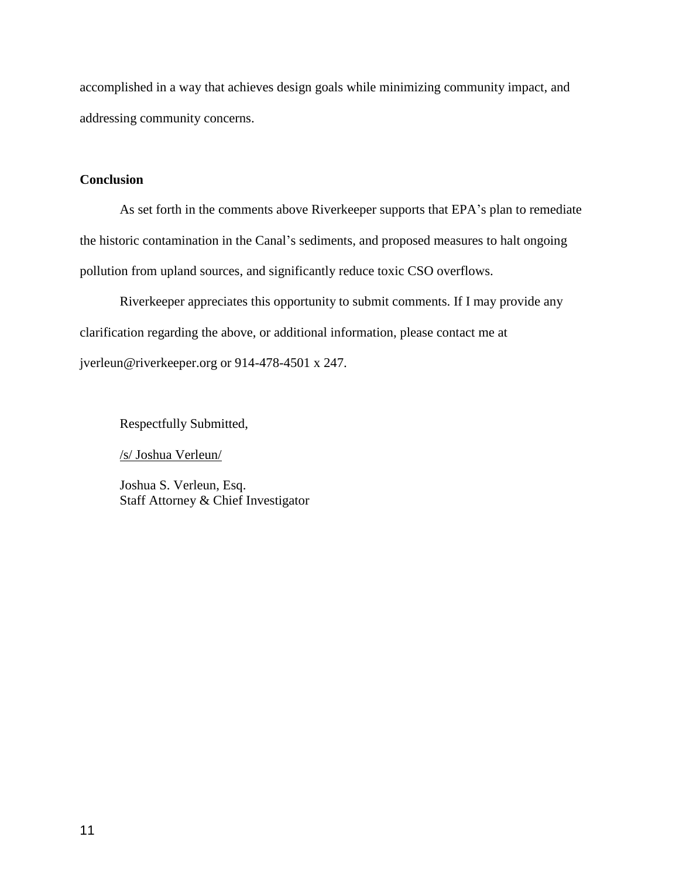accomplished in a way that achieves design goals while minimizing community impact, and addressing community concerns.

**Conclusion**

As set forth in the comments above Riverkeeper supports that EPA's plan to remediate the historic contamination in the Canal's sediments, and proposed measures to halt ongoing pollution from upland sources, and significantly reduce toxic CSO overflows.

Riverkeeper appreciates this opportunity to submit comments. If I may provide any clarification regarding the above, or additional information, please contact me at jverleun@riverkeeper.org or 914-478-4501 x 247.

Respectfully Submitted,

/s/ Joshua Verleun/

Joshua S. Verleun, Esq.
Staff Attorney & Chief Investigator